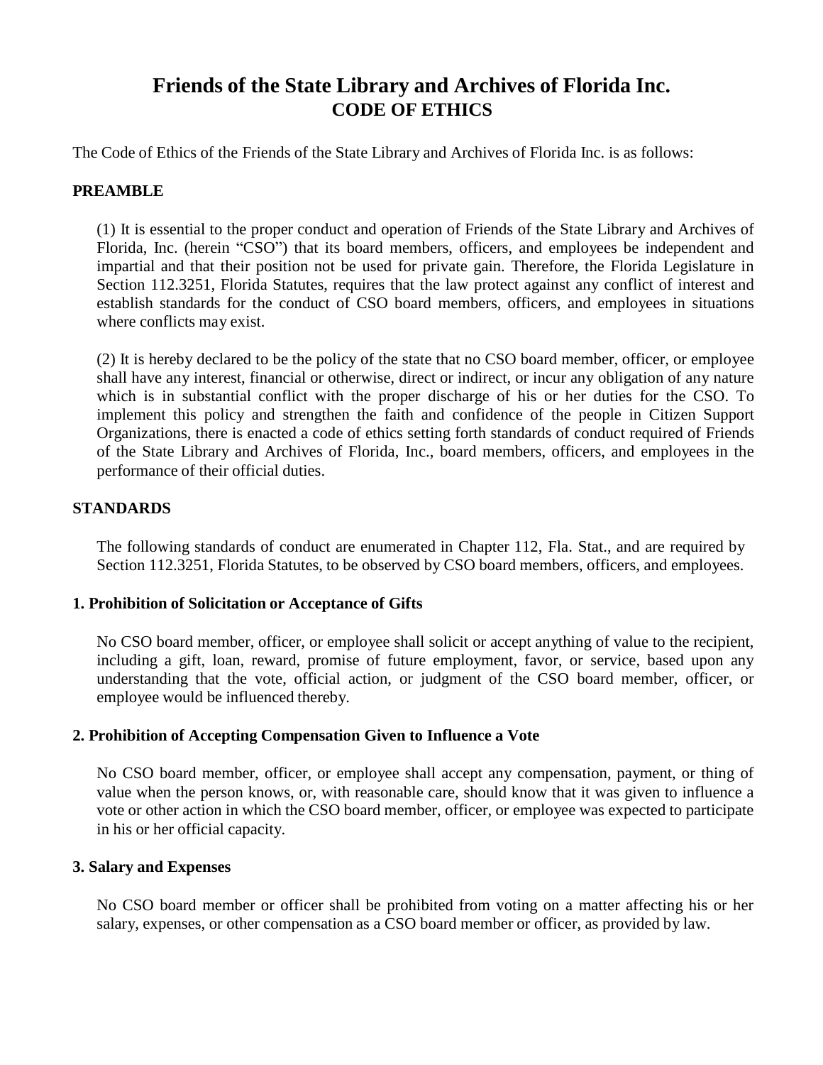# Friends of the State Library and Archives of Florida Inc.
## CODE OF ETHICS

The Code of Ethics of the Friends of the State Library and Archives of Florida Inc. is as follows:

### PREAMBLE

(1) It is essential to the proper conduct and operation of Friends of the State Library and Archives of Florida, Inc. (herein "CSO") that its board members, officers, and employees be independent and impartial and that their position not be used for private gain. Therefore, the Florida Legislature in Section 112.3251, Florida Statutes, requires that the law protect against any conflict of interest and establish standards for the conduct of CSO board members, officers, and employees in situations where conflicts may exist.

(2) It is hereby declared to be the policy of the state that no CSO board member, officer, or employee shall have any interest, financial or otherwise, direct or indirect, or incur any obligation of any nature which is in substantial conflict with the proper discharge of his or her duties for the CSO. To implement this policy and strengthen the faith and confidence of the people in Citizen Support Organizations, there is enacted a code of ethics setting forth standards of conduct required of Friends of the State Library and Archives of Florida, Inc., board members, officers, and employees in the performance of their official duties.

### STANDARDS

The following standards of conduct are enumerated in Chapter 112, Fla. Stat., and are required by Section 112.3251, Florida Statutes, to be observed by CSO board members, officers, and employees.

#### 1. Prohibition of Solicitation or Acceptance of Gifts

No CSO board member, officer, or employee shall solicit or accept anything of value to the recipient, including a gift, loan, reward, promise of future employment, favor, or service, based upon any understanding that the vote, official action, or judgment of the CSO board member, officer, or employee would be influenced thereby.

#### 2. Prohibition of Accepting Compensation Given to Influence a Vote

No CSO board member, officer, or employee shall accept any compensation, payment, or thing of value when the person knows, or, with reasonable care, should know that it was given to influence a vote or other action in which the CSO board member, officer, or employee was expected to participate in his or her official capacity.

#### 3. Salary and Expenses

No CSO board member or officer shall be prohibited from voting on a matter affecting his or her salary, expenses, or other compensation as a CSO board member or officer, as provided by law.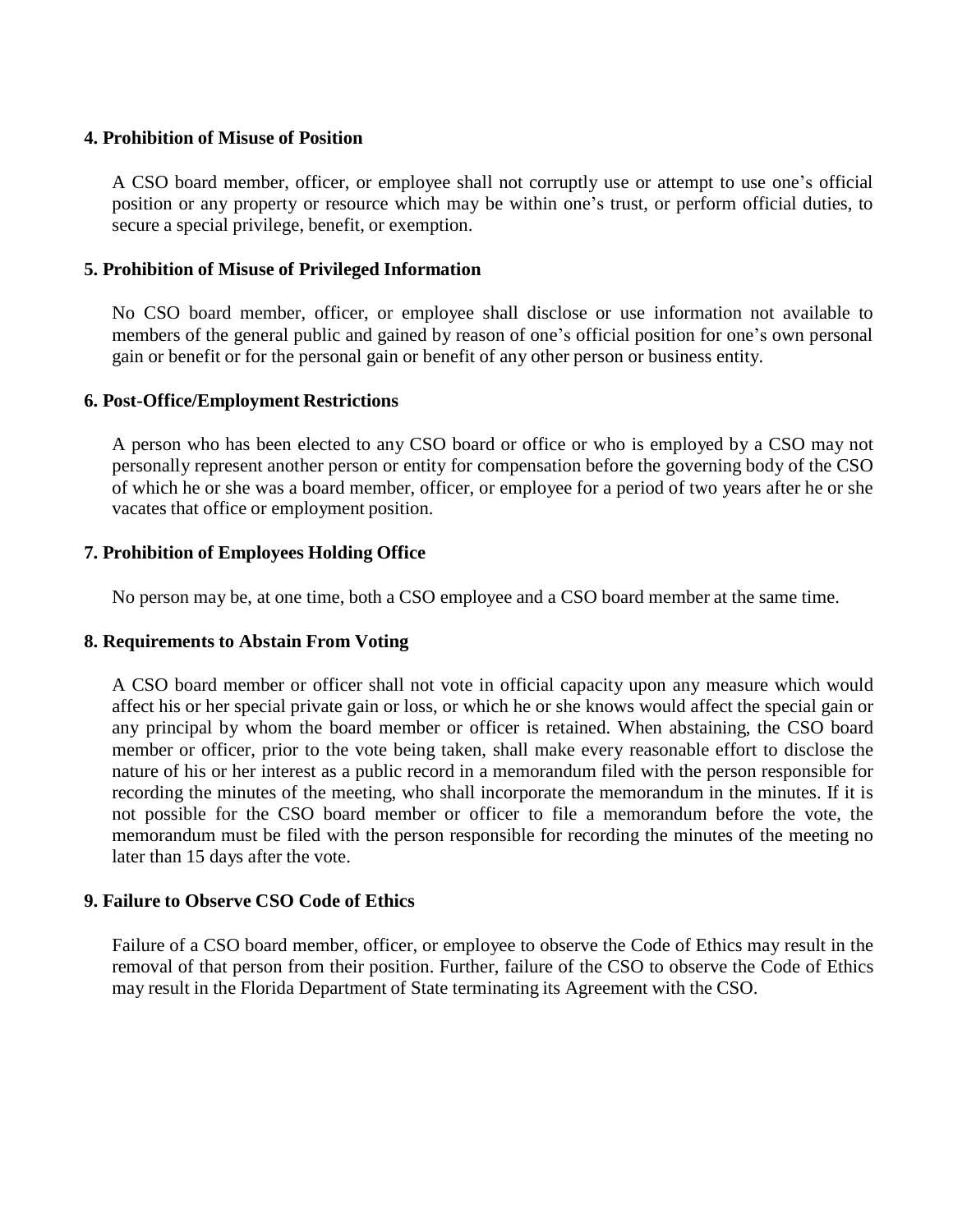**4. Prohibition of Misuse of Position**

A CSO board member, officer, or employee shall not corruptly use or attempt to use one's official position or any property or resource which may be within one's trust, or perform official duties, to secure a special privilege, benefit, or exemption.

**5. Prohibition of Misuse of Privileged Information**

No CSO board member, officer, or employee shall disclose or use information not available to members of the general public and gained by reason of one's official position for one's own personal gain or benefit or for the personal gain or benefit of any other person or business entity.

**6. Post-Office/Employment Restrictions**

A person who has been elected to any CSO board or office or who is employed by a CSO may not personally represent another person or entity for compensation before the governing body of the CSO of which he or she was a board member, officer, or employee for a period of two years after he or she vacates that office or employment position.

**7. Prohibition of Employees Holding Office**

No person may be, at one time, both a CSO employee and a CSO board member at the same time.

**8. Requirements to Abstain From Voting**

A CSO board member or officer shall not vote in official capacity upon any measure which would affect his or her special private gain or loss, or which he or she knows would affect the special gain or any principal by whom the board member or officer is retained. When abstaining, the CSO board member or officer, prior to the vote being taken, shall make every reasonable effort to disclose the nature of his or her interest as a public record in a memorandum filed with the person responsible for recording the minutes of the meeting, who shall incorporate the memorandum in the minutes. If it is not possible for the CSO board member or officer to file a memorandum before the vote, the memorandum must be filed with the person responsible for recording the minutes of the meeting no later than 15 days after the vote.

**9. Failure to Observe CSO Code of Ethics**

Failure of a CSO board member, officer, or employee to observe the Code of Ethics may result in the removal of that person from their position. Further, failure of the CSO to observe the Code of Ethics may result in the Florida Department of State terminating its Agreement with the CSO.